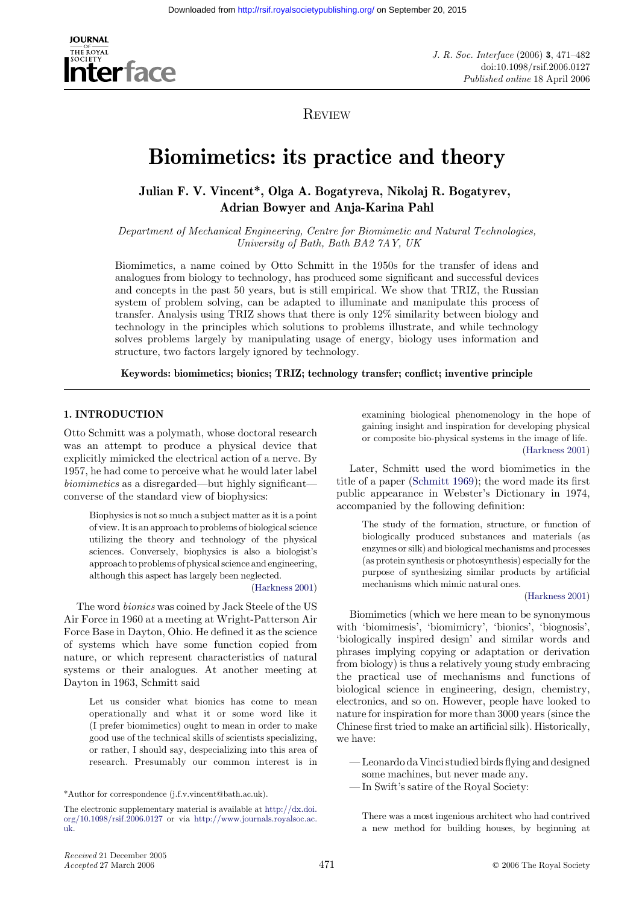Review

# Biomimetics: its practice and theory

**Julian F. V. Vincent\*, Olga A. Bogatyreva, Nikolaj R. Bogatyrev, Adrian Bowyer and Anja-Karina Pahl**

*Department of Mechanical Engineering, Centre for Biomimetic and Natural Technologies, University of Bath, Bath BA2 7AY, UK*

Biomimetics, a name coined by Otto Schmitt in the 1950s for the transfer of ideas and analogues from biology to technology, has produced some significant and successful devices and concepts in the past 50 years, but is still empirical. We show that TRIZ, the Russian system of problem solving, can be adapted to illuminate and manipulate this process of transfer. Analysis using TRIZ shows that there is only 12% similarity between biology and technology in the principles which solutions to problems illustrate, and while technology solves problems largely by manipulating usage of energy, biology uses information and structure, two factors largely ignored by technology.

**Keywords: biomimetics; bionics; TRIZ; technology transfer; conflict; inventive principle**

## 1. INTRODUCTION

Otto Schmitt was a polymath, whose doctoral research was an attempt to produce a physical device that explicitly mimicked the electrical action of a nerve. By 1957, he had come to perceive what he would later label *biomimetics* as a disregarded—but highly significant—converse of the standard view of biophysics:

> Biophysics is not so much a subject matter as it is a point of view. It is an approach to problems of biological science utilizing the theory and technology of the physical sciences. Conversely, biophysics is also a biologist's approach to problems of physical science and engineering, although this aspect has largely been neglected.
> (Harkness 2001)

The word *bionics* was coined by Jack Steele of the US Air Force in 1960 at a meeting at Wright-Patterson Air Force Base in Dayton, Ohio. He defined it as the science of systems which have some function copied from nature, or which represent characteristics of natural systems or their analogues. At another meeting at Dayton in 1963, Schmitt said

> Let us consider what bionics has come to mean operationally and what it or some word like it (I prefer biomimetics) ought to mean in order to make good use of the technical skills of scientists specializing, or rather, I should say, despecializing into this area of research. Presumably our common interest is in examining biological phenomenology in the hope of gaining insight and inspiration for developing physical or composite bio-physical systems in the image of life.
> (Harkness 2001)

Later, Schmitt used the word biomimetics in the title of a paper (Schmitt 1969); the word made its first public appearance in Webster's Dictionary in 1974, accompanied by the following definition:

> The study of the formation, structure, or function of biologically produced substances and materials (as enzymes or silk) and biological mechanisms and processes (as protein synthesis or photosynthesis) especially for the purpose of synthesizing similar products by artificial mechanisms which mimic natural ones.
> (Harkness 2001)

Biomimetics (which we here mean to be synonymous with 'biomimesis', 'biomimicry', 'bionics', 'biognosis', 'biologically inspired design' and similar words and phrases implying copying or adaptation or derivation from biology) is thus a relatively young study embracing the practical use of mechanisms and functions of biological science in engineering, design, chemistry, electronics, and so on. However, people have looked to nature for inspiration for more than 3000 years (since the Chinese first tried to make an artificial silk). Historically, we have:

- Leonardo da Vinci studied birds flying and designed some machines, but never made any.
- In Swift's satire of the Royal Society:

> There was a most ingenious architect who had contrived a new method for building houses, by beginning at

\*Author for correspondence (j.f.v.vincent@bath.ac.uk).

The electronic supplementary material is available at http://dx.doi.org/10.1098/rsif.2006.0127 or via http://www.journals.royalsoc.ac.uk.

*Received* 21 December 2005
*Accepted* 27 March 2006

© 2006 The Royal Society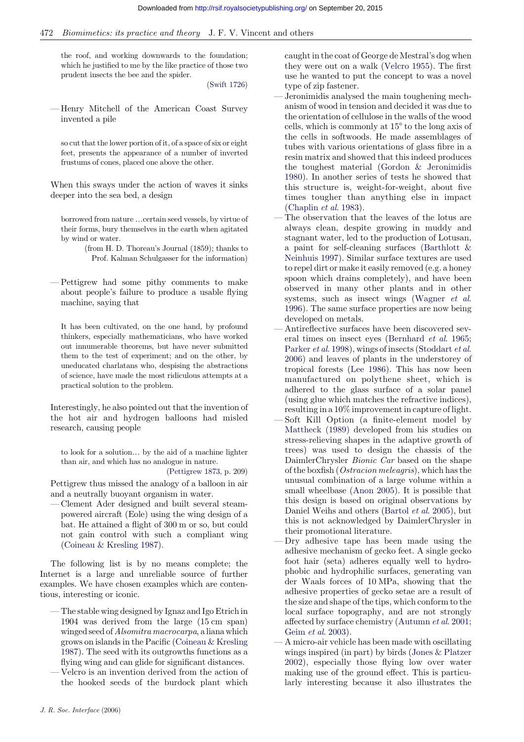the roof, and working downwards to the foundation; which he justified to me by the like practice of those two prudent insects the bee and the spider.

(Swift 1726)

— Henry Mitchell of the American Coast Survey invented a pile

> so cut that the lower portion of it, of a space of six or eight feet, presents the appearance of a number of inverted frustums of cones, placed one above the other.

When this sways under the action of waves it sinks deeper into the sea bed, a design

> borrowed from nature …certain seed vessels, by virtue of their forms, bury themselves in the earth when agitated by wind or water.
>
> (from H. D. Thoreau's Journal (1859); thanks to Prof. Kalman Schulgasser for the information)

— Pettigrew had some pithy comments to make about people's failure to produce a usable flying machine, saying that

> It has been cultivated, on the one hand, by profound thinkers, especially mathematicians, who have worked out innumerable theorems, but have never submitted them to the test of experiment; and on the other, by uneducated charlatans who, despising the abstractions of science, have made the most ridiculous attempts at a practical solution to the problem.

Interestingly, he also pointed out that the invention of the hot air and hydrogen balloons had misled research, causing people

> to look for a solution… by the aid of a machine lighter than air, and which has no analogue in nature.
>
> (Pettigrew 1873, p. 209)

Pettigrew thus missed the analogy of a balloon in air and a neutrally buoyant organism in water.

— Clement Ader designed and built several steam-powered aircraft (Eole) using the wing design of a bat. He attained a flight of 300 m or so, but could not gain control with such a compliant wing (Coineau & Kresling 1987).

The following list is by no means complete; the Internet is a large and unreliable source of further examples. We have chosen examples which are contentious, interesting or iconic.

- The stable wing designed by Ignaz and Igo Etrich in 1904 was derived from the large (15 cm span) winged seed of *Alsomitra macrocarpa*, a liana which grows on islands in the Pacific (Coineau & Kresling 1987). The seed with its outgrowths functions as a flying wing and can glide for significant distances.
- Velcro is an invention derived from the action of the hooked seeds of the burdock plant which caught in the coat of George de Mestral's dog when they were out on a walk (Velcro 1955). The first use he wanted to put the concept to was a novel type of zip fastener.
- Jeronimidis analysed the main toughening mechanism of wood in tension and decided it was due to the orientation of cellulose in the walls of the wood cells, which is commonly at 15° to the long axis of the cells in softwoods. He made assemblages of tubes with various orientations of glass fibre in a resin matrix and showed that this indeed produces the toughest material (Gordon & Jeronimidis 1980). In another series of tests he showed that this structure is, weight-for-weight, about five times tougher than anything else in impact (Chaplin *et al.* 1983).
- The observation that the leaves of the lotus are always clean, despite growing in muddy and stagnant water, led to the production of Lotusan, a paint for self-cleaning surfaces (Barthlott & Neinhuis 1997). Similar surface textures are used to repel dirt or make it easily removed (e.g. a honey spoon which drains completely), and have been observed in many other plants and in other systems, such as insect wings (Wagner *et al.* 1996). The same surface properties are now being developed on metals.
- Antireflective surfaces have been discovered several times on insect eyes (Bernhard *et al.* 1965; Parker *et al.* 1998), wings of insects (Stoddart *et al.* 2006) and leaves of plants in the understorey of tropical forests (Lee 1986). This has now been manufactured on polythene sheet, which is adhered to the glass surface of a solar panel (using glue which matches the refractive indices), resulting in a 10% improvement in capture of light.
- Soft Kill Option (a finite-element model by Mattheck (1989) developed from his studies on stress-relieving shapes in the adaptive growth of trees) was used to design the chassis of the DaimlerChrysler *Bionic Car* based on the shape of the boxfish (*Ostracion meleagris*), which has the unusual combination of a large volume within a small wheelbase (Anon 2005). It is possible that this design is based on original observations by Daniel Weihs and others (Bartol *et al.* 2005), but this is not acknowledged by DaimlerChrysler in their promotional literature.
- Dry adhesive tape has been made using the adhesive mechanism of gecko feet. A single gecko foot hair (seta) adheres equally well to hydrophobic and hydrophilic surfaces, generating van der Waals forces of 10 MPa, showing that the adhesive properties of gecko setae are a result of the size and shape of the tips, which conform to the local surface topography, and are not strongly affected by surface chemistry (Autumn *et al.* 2001; Geim *et al.* 2003).
- A micro-air vehicle has been made with oscillating wings inspired (in part) by birds (Jones & Platzer 2002), especially those flying low over water making use of the ground effect. This is particularly interesting because it also illustrates the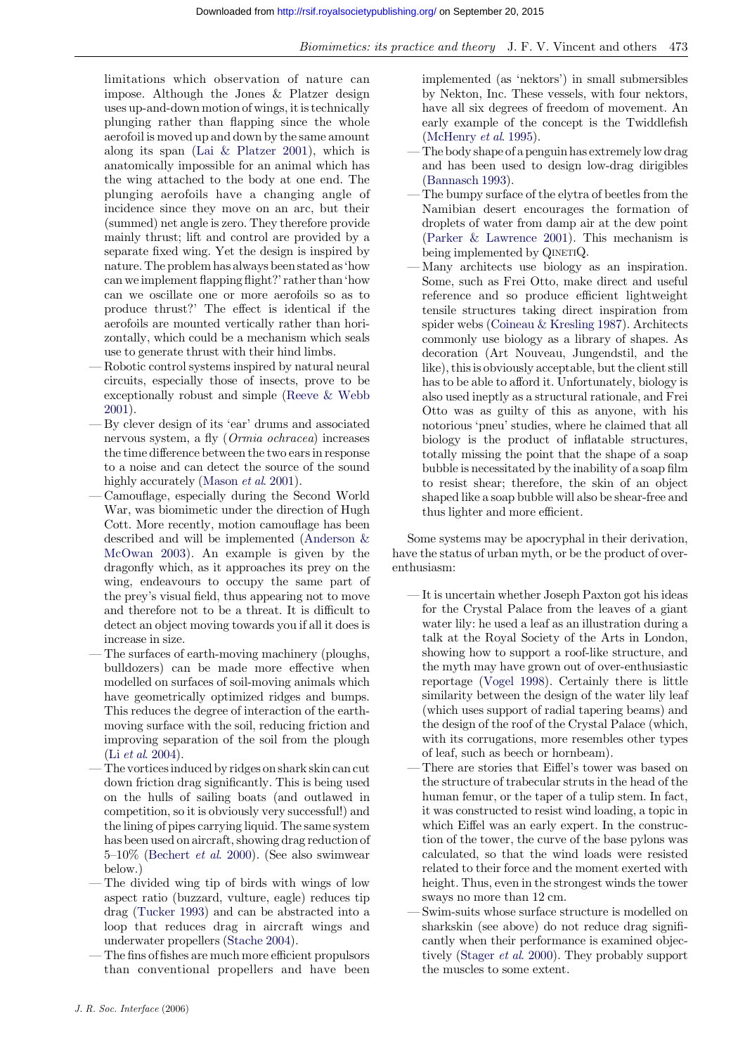limitations which observation of nature can impose. Although the Jones & Platzer design uses up-and-down motion of wings, it is technically plunging rather than flapping since the whole aerofoil is moved up and down by the same amount along its span (Lai & Platzer 2001), which is anatomically impossible for an animal which has the wing attached to the body at one end. The plunging aerofoils have a changing angle of incidence since they move on an arc, but their (summed) net angle is zero. They therefore provide mainly thrust; lift and control are provided by a separate fixed wing. Yet the design is inspired by nature. The problem has always been stated as 'how can we implement flapping flight?' rather than 'how can we oscillate one or more aerofoils so as to produce thrust?' The effect is identical if the aerofoils are mounted vertically rather than horizontally, which could be a mechanism which seals use to generate thrust with their hind limbs.

- Robotic control systems inspired by natural neural circuits, especially those of insects, prove to be exceptionally robust and simple (Reeve & Webb 2001).
- By clever design of its 'ear' drums and associated nervous system, a fly (*Ormia ochracea*) increases the time difference between the two ears in response to a noise and can detect the source of the sound highly accurately (Mason *et al.* 2001).
- Camouflage, especially during the Second World War, was biomimetic under the direction of Hugh Cott. More recently, motion camouflage has been described and will be implemented (Anderson & McOwan 2003). An example is given by the dragonfly which, as it approaches its prey on the wing, endeavours to occupy the same part of the prey's visual field, thus appearing not to move and therefore not to be a threat. It is difficult to detect an object moving towards you if all it does is increase in size.
- The surfaces of earth-moving machinery (ploughs, bulldozers) can be made more effective when modelled on surfaces of soil-moving animals which have geometrically optimized ridges and bumps. This reduces the degree of interaction of the earth-moving surface with the soil, reducing friction and improving separation of the soil from the plough (Li *et al.* 2004).
- The vortices induced by ridges on shark skin can cut down friction drag significantly. This is being used on the hulls of sailing boats (and outlawed in competition, so it is obviously very successful!) and the lining of pipes carrying liquid. The same system has been used on aircraft, showing drag reduction of 5–10% (Bechert *et al.* 2000). (See also swimwear below.)
- The divided wing tip of birds with wings of low aspect ratio (buzzard, vulture, eagle) reduces tip drag (Tucker 1993) and can be abstracted into a loop that reduces drag in aircraft wings and underwater propellers (Stache 2004).
- The fins of fishes are much more efficient propulsors than conventional propellers and have been implemented (as 'nektors') in small submersibles by Nekton, Inc. These vessels, with four nektors, have all six degrees of freedom of movement. An early example of the concept is the Twiddlefish (McHenry *et al.* 1995).
- The body shape of a penguin has extremely low drag and has been used to design low-drag dirigibles (Bannasch 1993).
- The bumpy surface of the elytra of beetles from the Namibian desert encourages the formation of droplets of water from damp air at the dew point (Parker & Lawrence 2001). This mechanism is being implemented by QinetiQ.
- Many architects use biology as an inspiration. Some, such as Frei Otto, make direct and useful reference and so produce efficient lightweight tensile structures taking direct inspiration from spider webs (Coineau & Kresling 1987). Architects commonly use biology as a library of shapes. As decoration (Art Nouveau, Jungendstil, and the like), this is obviously acceptable, but the client still has to be able to afford it. Unfortunately, biology is also used ineptly as a structural rationale, and Frei Otto was as guilty of this as anyone, with his notorious 'pneu' studies, where he claimed that all biology is the product of inflatable structures, totally missing the point that the shape of a soap bubble is necessitated by the inability of a soap film to resist shear; therefore, the skin of an object shaped like a soap bubble will also be shear-free and thus lighter and more efficient.

Some systems may be apocryphal in their derivation, have the status of urban myth, or be the product of over-enthusiasm:

- It is uncertain whether Joseph Paxton got his ideas for the Crystal Palace from the leaves of a giant water lily: he used a leaf as an illustration during a talk at the Royal Society of the Arts in London, showing how to support a roof-like structure, and the myth may have grown out of over-enthusiastic reportage (Vogel 1998). Certainly there is little similarity between the design of the water lily leaf (which uses support of radial tapering beams) and the design of the roof of the Crystal Palace (which, with its corrugations, more resembles other types of leaf, such as beech or hornbeam).
- There are stories that Eiffel's tower was based on the structure of trabecular struts in the head of the human femur, or the taper of a tulip stem. In fact, it was constructed to resist wind loading, a topic in which Eiffel was an early expert. In the construction of the tower, the curve of the base pylons was calculated, so that the wind loads were resisted related to their force and the moment exerted with height. Thus, even in the strongest winds the tower sways no more than 12 cm.
- Swim-suits whose surface structure is modelled on sharkskin (see above) do not reduce drag significantly when their performance is examined objectively (Stager *et al.* 2000). They probably support the muscles to some extent.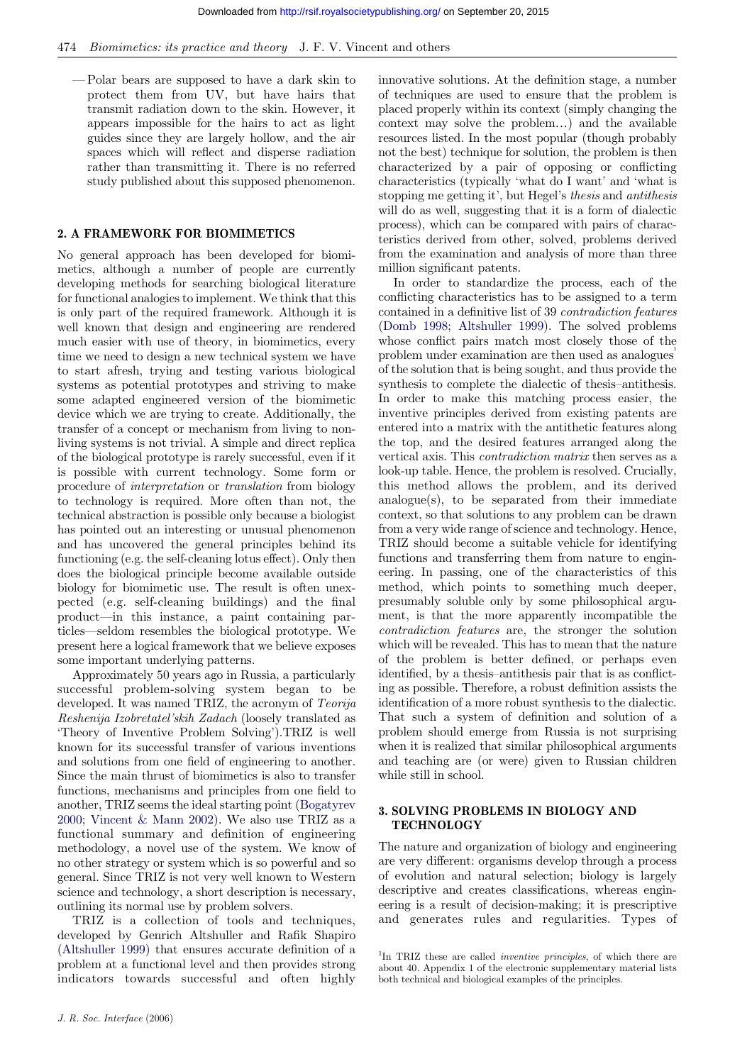— Polar bears are supposed to have a dark skin to protect them from UV, but have hairs that transmit radiation down to the skin. However, it appears impossible for the hairs to act as light guides since they are largely hollow, and the air spaces which will reflect and disperse radiation rather than transmitting it. There is no referred study published about this supposed phenomenon.

## 2. A FRAMEWORK FOR BIOMIMETICS

No general approach has been developed for biomimetics, although a number of people are currently developing methods for searching biological literature for functional analogies to implement. We think that this is only part of the required framework. Although it is well known that design and engineering are rendered much easier with use of theory, in biomimetics, every time we need to design a new technical system we have to start afresh, trying and testing various biological systems as potential prototypes and striving to make some adapted engineered version of the biomimetic device which we are trying to create. Additionally, the transfer of a concept or mechanism from living to non-living systems is not trivial. A simple and direct replica of the biological prototype is rarely successful, even if it is possible with current technology. Some form or procedure of *interpretation* or *translation* from biology to technology is required. More often than not, the technical abstraction is possible only because a biologist has pointed out an interesting or unusual phenomenon and has uncovered the general principles behind its functioning (e.g. the self-cleaning lotus effect). Only then does the biological principle become available outside biology for biomimetic use. The result is often unexpected (e.g. self-cleaning buildings) and the final product—in this instance, a paint containing particles—seldom resembles the biological prototype. We present here a logical framework that we believe exposes some important underlying patterns.

Approximately 50 years ago in Russia, a particularly successful problem-solving system began to be developed. It was named TRIZ, the acronym of *Teorija Reshenija Izobretatel'skih Zadach* (loosely translated as 'Theory of Inventive Problem Solving').TRIZ is well known for its successful transfer of various inventions and solutions from one field of engineering to another. Since the main thrust of biomimetics is also to transfer functions, mechanisms and principles from one field to another, TRIZ seems the ideal starting point (Bogatyrev 2000; Vincent & Mann 2002). We also use TRIZ as a functional summary and definition of engineering methodology, a novel use of the system. We know of no other strategy or system which is so powerful and so general. Since TRIZ is not very well known to Western science and technology, a short description is necessary, outlining its normal use by problem solvers.

TRIZ is a collection of tools and techniques, developed by Genrich Altshuller and Rafik Shapiro (Altshuller 1999) that ensures accurate definition of a problem at a functional level and then provides strong indicators towards successful and often highly innovative solutions. At the definition stage, a number of techniques are used to ensure that the problem is placed properly within its context (simply changing the context may solve the problem…) and the available resources listed. In the most popular (though probably not the best) technique for solution, the problem is then characterized by a pair of opposing or conflicting characteristics (typically 'what do I want' and 'what is stopping me getting it', but Hegel's *thesis* and *antithesis* will do as well, suggesting that it is a form of dialectic process), which can be compared with pairs of characteristics derived from other, solved, problems derived from the examination and analysis of more than three million significant patents.

In order to standardize the process, each of the conflicting characteristics has to be assigned to a term contained in a definitive list of 39 *contradiction features* (Domb 1998; Altshuller 1999). The solved problems whose conflict pairs match most closely those of the problem under examination are then used as analogues[1] of the solution that is being sought, and thus provide the synthesis to complete the dialectic of thesis–antithesis. In order to make this matching process easier, the inventive principles derived from existing patents are entered into a matrix with the antithetic features along the top, and the desired features arranged along the vertical axis. This *contradiction matrix* then serves as a look-up table. Hence, the problem is resolved. Crucially, this method allows the problem, and its derived analogue(s), to be separated from their immediate context, so that solutions to any problem can be drawn from a very wide range of science and technology. Hence, TRIZ should become a suitable vehicle for identifying functions and transferring them from nature to engineering. In passing, one of the characteristics of this method, which points to something much deeper, presumably soluble only by some philosophical argument, is that the more apparently incompatible the *contradiction features* are, the stronger the solution which will be revealed. This has to mean that the nature of the problem is better defined, or perhaps even identified, by a thesis–antithesis pair that is as conflicting as possible. Therefore, a robust definition assists the identification of a more robust synthesis to the dialectic. That such a system of definition and solution of a problem should emerge from Russia is not surprising when it is realized that similar philosophical arguments and teaching are (or were) given to Russian children while still in school.

## 3. SOLVING PROBLEMS IN BIOLOGY AND TECHNOLOGY

The nature and organization of biology and engineering are very different: organisms develop through a process of evolution and natural selection; biology is largely descriptive and creates classifications, whereas engineering is a result of decision-making; it is prescriptive and generates rules and regularities. Types of

[1] In TRIZ these are called *inventive principles*, of which there are about 40. Appendix 1 of the electronic supplementary material lists both technical and biological examples of the principles.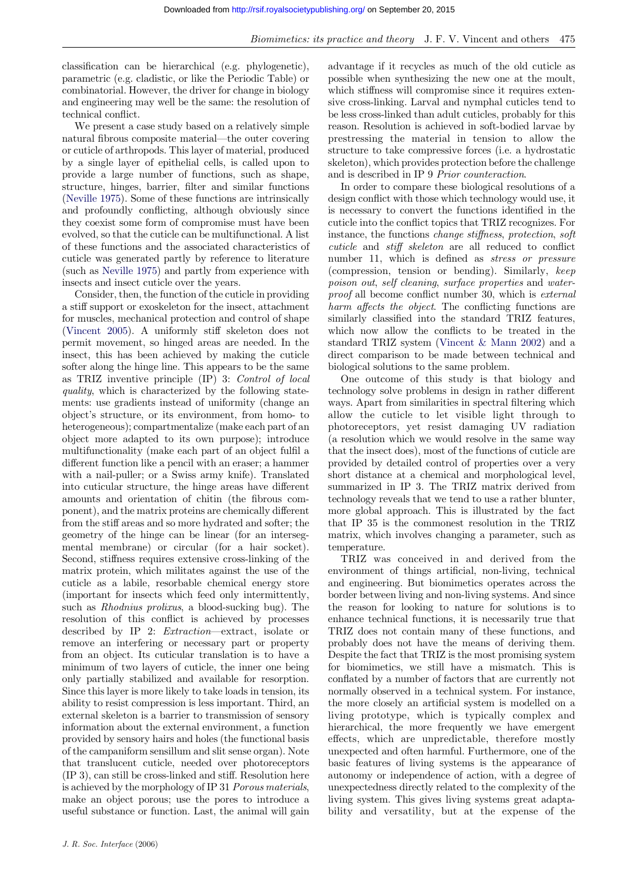classification can be hierarchical (e.g. phylogenetic), parametric (e.g. cladistic, or like the Periodic Table) or combinatorial. However, the driver for change in biology and engineering may well be the same: the resolution of technical conflict.

We present a case study based on a relatively simple natural fibrous composite material—the outer covering or cuticle of arthropods. This layer of material, produced by a single layer of epithelial cells, is called upon to provide a large number of functions, such as shape, structure, hinges, barrier, filter and similar functions (Neville 1975). Some of these functions are intrinsically and profoundly conflicting, although obviously since they coexist some form of compromise must have been evolved, so that the cuticle can be multifunctional. A list of these functions and the associated characteristics of cuticle was generated partly by reference to literature (such as Neville 1975) and partly from experience with insects and insect cuticle over the years.

Consider, then, the function of the cuticle in providing a stiff support or exoskeleton for the insect, attachment for muscles, mechanical protection and control of shape (Vincent 2005). A uniformly stiff skeleton does not permit movement, so hinged areas are needed. In the insect, this has been achieved by making the cuticle softer along the hinge line. This appears to be the same as TRIZ inventive principle (IP) 3: *Control of local quality*, which is characterized by the following statements: use gradients instead of uniformity (change an object's structure, or its environment, from homo- to heterogeneous); compartmentalize (make each part of an object more adapted to its own purpose); introduce multifunctionality (make each part of an object fulfil a different function like a pencil with an eraser; a hammer with a nail-puller; or a Swiss army knife). Translated into cuticular structure, the hinge areas have different amounts and orientation of chitin (the fibrous component), and the matrix proteins are chemically different from the stiff areas and so more hydrated and softer; the geometry of the hinge can be linear (for an intersegmental membrane) or circular (for a hair socket). Second, stiffness requires extensive cross-linking of the matrix protein, which militates against the use of the cuticle as a labile, resorbable chemical energy store (important for insects which feed only intermittently, such as *Rhodnius prolixus*, a blood-sucking bug). The resolution of this conflict is achieved by processes described by IP 2: *Extraction*—extract, isolate or remove an interfering or necessary part or property from an object. Its cuticular translation is to have a minimum of two layers of cuticle, the inner one being only partially stabilized and available for resorption. Since this layer is more likely to take loads in tension, its ability to resist compression is less important. Third, an external skeleton is a barrier to transmission of sensory information about the external environment, a function provided by sensory hairs and holes (the functional basis of the campaniform sensillum and slit sense organ). Note that translucent cuticle, needed over photoreceptors (IP 3), can still be cross-linked and stiff. Resolution here is achieved by the morphology of IP 31 *Porous materials*, make an object porous; use the pores to introduce a useful substance or function. Last, the animal will gain advantage if it recycles as much of the old cuticle as possible when synthesizing the new one at the moult, which stiffness will compromise since it requires extensive cross-linking. Larval and nymphal cuticles tend to be less cross-linked than adult cuticles, probably for this reason. Resolution is achieved in soft-bodied larvae by prestressing the material in tension to allow the structure to take compressive forces (i.e. a hydrostatic skeleton), which provides protection before the challenge and is described in IP 9 *Prior counteraction*.

In order to compare these biological resolutions of a design conflict with those which technology would use, it is necessary to convert the functions identified in the cuticle into the conflict topics that TRIZ recognizes. For instance, the functions *change stiffness*, *protection*, *soft cuticle* and *stiff skeleton* are all reduced to conflict number 11, which is defined as *stress or pressure* (compression, tension or bending). Similarly, *keep poison out*, *self cleaning*, *surface properties* and *waterproof* all become conflict number 30, which is *external harm affects the object*. The conflicting functions are similarly classified into the standard TRIZ features, which now allow the conflicts to be treated in the standard TRIZ system (Vincent & Mann 2002) and a direct comparison to be made between technical and biological solutions to the same problem.

One outcome of this study is that biology and technology solve problems in design in rather different ways. Apart from similarities in spectral filtering which allow the cuticle to let visible light through to photoreceptors, yet resist damaging UV radiation (a resolution which we would resolve in the same way that the insect does), most of the functions of cuticle are provided by detailed control of properties over a very short distance at a chemical and morphological level, summarized in IP 3. The TRIZ matrix derived from technology reveals that we tend to use a rather blunter, more global approach. This is illustrated by the fact that IP 35 is the commonest resolution in the TRIZ matrix, which involves changing a parameter, such as temperature.

TRIZ was conceived in and derived from the environment of things artificial, non-living, technical and engineering. But biomimetics operates across the border between living and non-living systems. And since the reason for looking to nature for solutions is to enhance technical functions, it is necessarily true that TRIZ does not contain many of these functions, and probably does not have the means of deriving them. Despite the fact that TRIZ is the most promising system for biomimetics, we still have a mismatch. This is conflated by a number of factors that are currently not normally observed in a technical system. For instance, the more closely an artificial system is modelled on a living prototype, which is typically complex and hierarchical, the more frequently we have emergent effects, which are unpredictable, therefore mostly unexpected and often harmful. Furthermore, one of the basic features of living systems is the appearance of autonomy or independence of action, with a degree of unexpectedness directly related to the complexity of the living system. This gives living systems great adaptability and versatility, but at the expense of the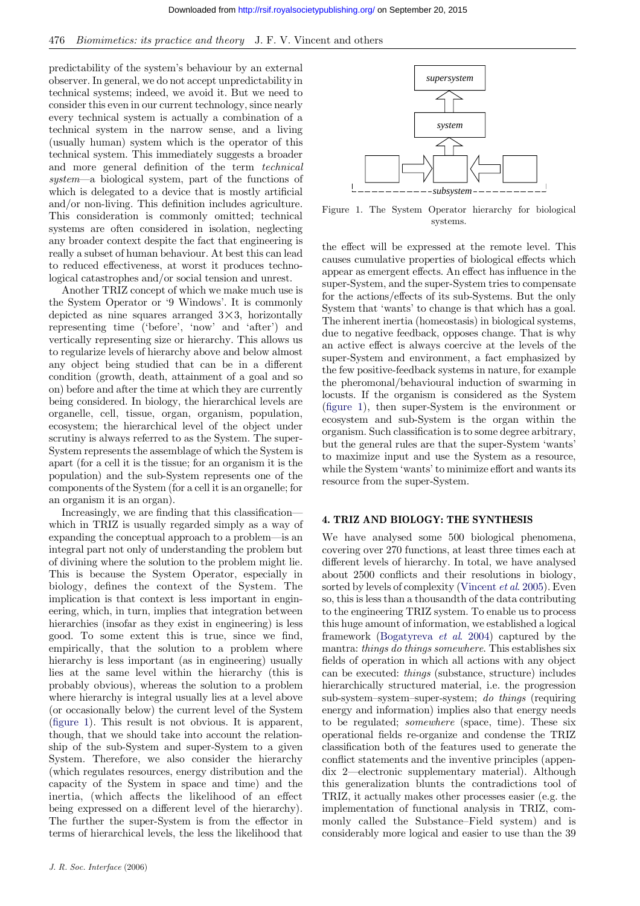predictability of the system's behaviour by an external observer. In general, we do not accept unpredictability in technical systems; indeed, we avoid it. But we need to consider this even in our current technology, since nearly every technical system is actually a combination of a technical system in the narrow sense, and a living (usually human) system which is the operator of this technical system. This immediately suggests a broader and more general definition of the term *technical system*—a biological system, part of the functions of which is delegated to a device that is mostly artificial and/or non-living. This definition includes agriculture. This consideration is commonly omitted; technical systems are often considered in isolation, neglecting any broader context despite the fact that engineering is really a subset of human behaviour. At best this can lead to reduced effectiveness, at worst it produces technological catastrophes and/or social tension and unrest.

Another TRIZ concept of which we make much use is the System Operator or '9 Windows'. It is commonly depicted as nine squares arranged 3×3, horizontally representing time ('before', 'now' and 'after') and vertically representing size or hierarchy. This allows us to regularize levels of hierarchy above and below almost any object being studied that can be in a different condition (growth, death, attainment of a goal and so on) before and after the time at which they are currently being considered. In biology, the hierarchical levels are organelle, cell, tissue, organ, organism, population, ecosystem; the hierarchical level of the object under scrutiny is always referred to as the System. The super-System represents the assemblage of which the System is apart (for a cell it is the tissue; for an organism it is the population) and the sub-System represents one of the components of the System (for a cell it is an organelle; for an organism it is an organ).

Increasingly, we are finding that this classification—which in TRIZ is usually regarded simply as a way of expanding the conceptual approach to a problem—is an integral part not only of understanding the problem but of divining where the solution to the problem might lie. This is because the System Operator, especially in biology, defines the context of the System. The implication is that context is less important in engineering, which, in turn, implies that integration between hierarchies (insofar as they exist in engineering) is less good. To some extent this is true, since we find, empirically, that the solution to a problem where hierarchy is less important (as in engineering) usually lies at the same level within the hierarchy (this is probably obvious), whereas the solution to a problem where hierarchy is integral usually lies at a level above (or occasionally below) the current level of the System (figure 1). This result is not obvious. It is apparent, though, that we should take into account the relationship of the sub-System and super-System to a given System. Therefore, we also consider the hierarchy (which regulates resources, energy distribution and the capacity of the System in space and time) and the inertia, (which affects the likelihood of an effect being expressed on a different level of the hierarchy). The further the super-System is from the effector in terms of hierarchical levels, the less the likelihood that

supersystem

system

subsystem

Figure 1. The System Operator hierarchy for biological systems.

the effect will be expressed at the remote level. This causes cumulative properties of biological effects which appear as emergent effects. An effect has influence in the super-System, and the super-System tries to compensate for the actions/effects of its sub-Systems. But the only System that 'wants' to change is that which has a goal. The inherent inertia (homeostasis) in biological systems, due to negative feedback, opposes change. That is why an active effect is always coercive at the levels of the super-System and environment, a fact emphasized by the few positive-feedback systems in nature, for example the pheromonal/behavioural induction of swarming in locusts. If the organism is considered as the System (figure 1), then super-System is the environment or ecosystem and sub-System is the organ within the organism. Such classification is to some degree arbitrary, but the general rules are that the super-System 'wants' to maximize input and use the System as a resource, while the System 'wants' to minimize effort and wants its resource from the super-System.

## 4. TRIZ AND BIOLOGY: THE SYNTHESIS

We have analysed some 500 biological phenomena, covering over 270 functions, at least three times each at different levels of hierarchy. In total, we have analysed about 2500 conflicts and their resolutions in biology, sorted by levels of complexity (Vincent *et al.* 2005). Even so, this is less than a thousandth of the data contributing to the engineering TRIZ system. To enable us to process this huge amount of information, we established a logical framework (Bogatyreva *et al.* 2004) captured by the mantra: *things do things somewhere*. This establishes six fields of operation in which all actions with any object can be executed: *things* (substance, structure) includes hierarchically structured material, i.e. the progression sub-system–system–super-system; *do things* (requiring energy and information) implies also that energy needs to be regulated; *somewhere* (space, time). These six operational fields re-organize and condense the TRIZ classification both of the features used to generate the conflict statements and the inventive principles (appendix 2—electronic supplementary material). Although this generalization blunts the contradictions tool of TRIZ, it actually makes other processes easier (e.g. the implementation of functional analysis in TRIZ, commonly called the Substance–Field system) and is considerably more logical and easier to use than the 39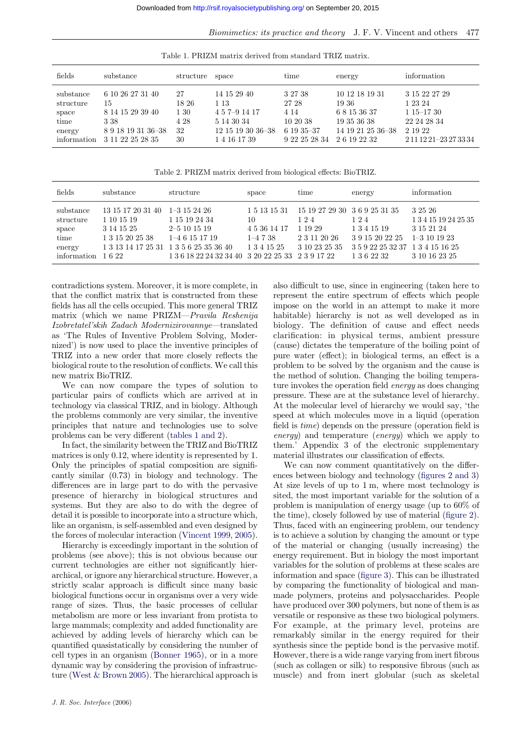Table 1. PRIZM matrix derived from standard TRIZ matrix.

| fields | substance | structure | space | time | energy | information |
|---|---|---|---|---|---|---|
| substance | 6 10 26 27 31 40 | 27 | 14 15 29 40 | 3 27 38 | 10 12 18 19 31 | 3 15 22 27 29 |
| structure | 15 | 18 26 | 1 13 | 27 28 | 19 36 | 1 23 24 |
| space | 8 14 15 29 39 40 | 1 30 | 4 5 7–9 14 17 | 4 14 | 6 8 15 36 37 | 1 15–17 30 |
| time | 3 38 | 4 28 | 5 14 30 34 | 10 20 38 | 19 35 36 38 | 22 24 28 34 |
| energy | 8 9 18 19 31 36–38 | 32 | 12 15 19 30 36–38 | 6 19 35–37 | 14 19 21 25 36–38 | 2 19 22 |
| information | 3 11 22 25 28 35 | 30 | 1 4 16 17 39 | 9 22 25 28 34 | 2 6 19 22 32 | 2 11 12 21–23 27 33 34 |

Table 2. PRIZM matrix derived from biological effects: BioTRIZ.

| fields | substance | structure | space | time | energy | information |
|---|---|---|---|---|---|---|
| substance | 13 15 17 20 31 40 | 1–3 15 24 26 | 1 5 13 15 31 | 15 19 27 29 30 | 3 6 9 25 31 35 | 3 25 26 |
| structure | 1 10 15 19 | 1 15 19 24 34 | 10 | 1 2 4 | 1 2 4 | 1 3 4 15 19 24 25 35 |
| space | 3 14 15 25 | 2–5 10 15 19 | 4 5 36 14 17 | 1 19 29 | 1 3 4 15 19 | 3 15 21 24 |
| time | 1 3 15 20 25 38 | 1–4 6 15 17 19 | 1–4 7 38 | 2 3 11 20 26 | 3 9 15 20 22 25 | 1–3 10 19 23 |
| energy | 1 3 13 14 17 25 31 | 1 3 5 6 25 35 36 40 | 1 3 4 15 25 | 3 10 23 25 35 | 3 5 9 22 25 32 37 | 1 3 4 15 16 25 |
| information | 1 6 22 | 1 3 6 18 22 24 32 34 40 | 3 20 22 25 33 | 2 3 9 17 22 | 1 3 6 22 32 | 3 10 16 23 25 |

contradictions system. Moreover, it is more complete, in that the conflict matrix that is constructed from these fields has all the cells occupied. This more general TRIZ matrix (which we name PRIZM—*Pravila Reshenija Izobretatel'skih Zadach Modernizirovannye*—translated as 'The Rules of Inventive Problem Solving, Modernized') is now used to place the inventive principles of TRIZ into a new order that more closely reflects the biological route to the resolution of conflicts. We call this new matrix BioTRIZ.

We can now compare the types of solution to particular pairs of conflicts which are arrived at in technology via classical TRIZ, and in biology. Although the problems commonly are very similar, the inventive principles that nature and technologies use to solve problems can be very different (tables 1 and 2).

In fact, the similarity between the TRIZ and BioTRIZ matrices is only 0.12, where identity is represented by 1. Only the principles of spatial composition are significantly similar (0.73) in biology and technology. The differences are in large part to do with the pervasive presence of hierarchy in biological structures and systems. But they are also to do with the degree of detail it is possible to incorporate into a structure which, like an organism, is self-assembled and even designed by the forces of molecular interaction (Vincent 1999, 2005).

Hierarchy is exceedingly important in the solution of problems (see above); this is not obvious because our current technologies are either not significantly hierarchical, or ignore any hierarchical structure. However, a strictly scalar approach is difficult since many basic biological functions occur in organisms over a very wide range of sizes. Thus, the basic processes of cellular metabolism are more or less invariant from protista to large mammals; complexity and added functionality are achieved by adding levels of hierarchy which can be quantified quasistatically by considering the number of cell types in an organism (Bonner 1965), or in a more dynamic way by considering the provision of infrastructure (West & Brown 2005). The hierarchical approach is also difficult to use, since in engineering (taken here to represent the entire spectrum of effects which people impose on the world in an attempt to make it more habitable) hierarchy is not as well developed as in biology. The definition of cause and effect needs clarification: in physical terms, ambient pressure (cause) dictates the temperature of the boiling point of pure water (effect); in biological terms, an effect is a problem to be solved by the organism and the cause is the method of solution. Changing the boiling temperature invokes the operation field *energy* as does changing pressure. These are at the substance level of hierarchy. At the molecular level of hierarchy we would say, 'the speed at which molecules move in a liquid (operation field is *time*) depends on the pressure (operation field is *energy*) and temperature (*energy*) which we apply to them.' Appendix 3 of the electronic supplementary material illustrates our classification of effects.

We can now comment quantitatively on the differences between biology and technology (figures 2 and 3) At size levels of up to 1 m, where most technology is sited, the most important variable for the solution of a problem is manipulation of energy usage (up to 60% of the time), closely followed by use of material (figure 2). Thus, faced with an engineering problem, our tendency is to achieve a solution by changing the amount or type of the material or changing (usually increasing) the energy requirement. But in biology the most important variables for the solution of problems at these scales are information and space (figure 3). This can be illustrated by comparing the functionality of biological and man-made polymers, proteins and polysaccharides. People have produced over 300 polymers, but none of them is as versatile or responsive as these two biological polymers. For example, at the primary level, proteins are remarkably similar in the energy required for their synthesis since the peptide bond is the pervasive motif. However, there is a wide range varying from inert fibrous (such as collagen or silk) to responsive fibrous (such as muscle) and from inert globular (such as skeletal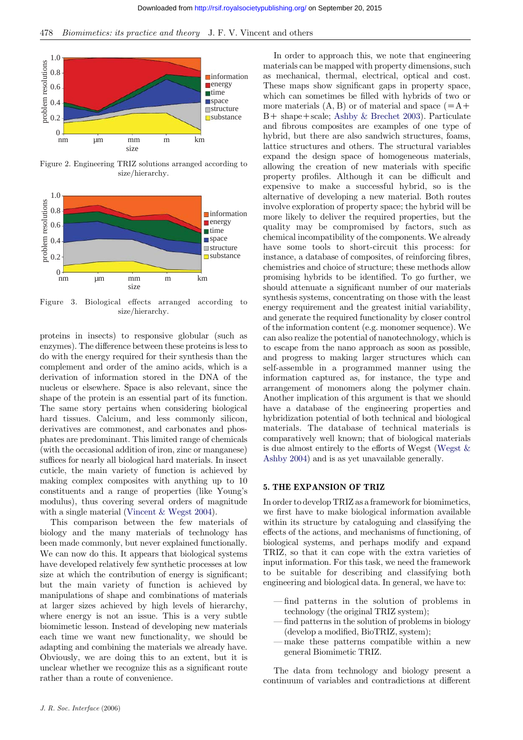Figure 2. Engineering TRIZ solutions arranged according to size/hierarchy.

Figure 3. Biological effects arranged according to size/hierarchy.

proteins in insects) to responsive globular (such as enzymes). The difference between these proteins is less to do with the energy required for their synthesis than the complement and order of the amino acids, which is a derivation of information stored in the DNA of the nucleus or elsewhere. Space is also relevant, since the shape of the protein is an essential part of its function. The same story pertains when considering biological hard tissues. Calcium, and less commonly silicon, derivatives are commonest, and carbonates and phosphates are predominant. This limited range of chemicals (with the occasional addition of iron, zinc or manganese) suffices for nearly all biological hard materials. In insect cuticle, the main variety of function is achieved by making complex composites with anything up to 10 constituents and a range of properties (like Young's modulus), thus covering several orders of magnitude with a single material (Vincent & Wegst 2004).

This comparison between the few materials of biology and the many materials of technology has been made commonly, but never explained functionally. We can now do this. It appears that biological systems have developed relatively few synthetic processes at low size at which the contribution of energy is significant; but the main variety of function is achieved by manipulations of shape and combinations of materials at larger sizes achieved by high levels of hierarchy, where energy is not an issue. This is a very subtle biomimetic lesson. Instead of developing new materials each time we want new functionality, we should be adapting and combining the materials we already have. Obviously, we are doing this to an extent, but it is unclear whether we recognize this as a significant route rather than a route of convenience.

In order to approach this, we note that engineering materials can be mapped with property dimensions, such as mechanical, thermal, electrical, optical and cost. These maps show significant gaps in property space, which can sometimes be filled with hybrids of two or more materials (A, B) or of material and space (=A+B+ shape+scale; Ashby & Brechet 2003). Particulate and fibrous composites are examples of one type of hybrid, but there are also sandwich structures, foams, lattice structures and others. The structural variables expand the design space of homogeneous materials, allowing the creation of new materials with specific property profiles. Although it can be difficult and expensive to make a successful hybrid, so is the alternative of developing a new material. Both routes involve exploration of property space; the hybrid will be more likely to deliver the required properties, but the quality may be compromised by factors, such as chemical incompatibility of the components. We already have some tools to short-circuit this process: for instance, a database of composites, of reinforcing fibres, chemistries and choice of structure; these methods allow promising hybrids to be identified. To go further, we should attenuate a significant number of our materials synthesis systems, concentrating on those with the least energy requirement and the greatest initial variability, and generate the required functionality by closer control of the information content (e.g. monomer sequence). We can also realize the potential of nanotechnology, which is to escape from the nano approach as soon as possible, and progress to making larger structures which can self-assemble in a programmed manner using the information captured as, for instance, the type and arrangement of monomers along the polymer chain. Another implication of this argument is that we should have a database of the engineering properties and hybridization potential of both technical and biological materials. The database of technical materials is comparatively well known; that of biological materials is due almost entirely to the efforts of Wegst (Wegst & Ashby 2004) and is as yet unavailable generally.

## 5. THE EXPANSION OF TRIZ

In order to develop TRIZ as a framework for biomimetics, we first have to make biological information available within its structure by cataloguing and classifying the effects of the actions, and mechanisms of functioning, of biological systems, and perhaps modify and expand TRIZ, so that it can cope with the extra varieties of input information. For this task, we need the framework to be suitable for describing and classifying both engineering and biological data. In general, we have to:

- find patterns in the solution of problems in technology (the original TRIZ system);
- find patterns in the solution of problems in biology (develop a modified, BioTRIZ, system);
- make these patterns compatible within a new general Biomimetic TRIZ.

The data from technology and biology present a continuum of variables and contradictions at different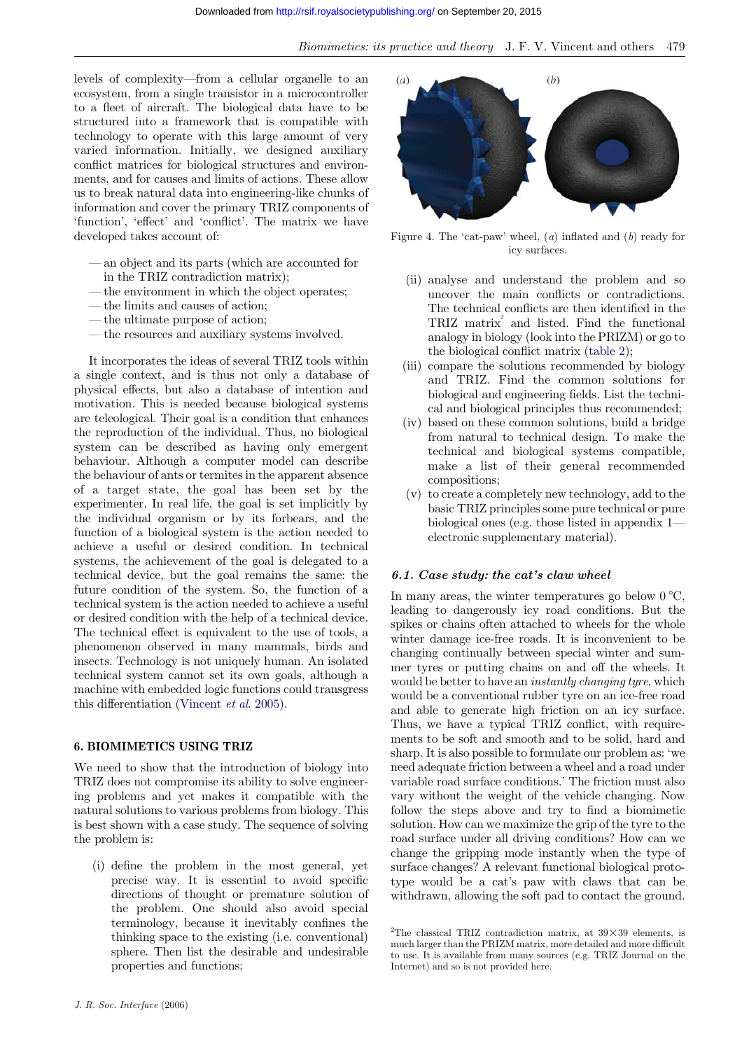levels of complexity—from a cellular organelle to an ecosystem, from a single transistor in a microcontroller to a fleet of aircraft. The biological data have to be structured into a framework that is compatible with technology to operate with this large amount of very varied information. Initially, we designed auxiliary conflict matrices for biological structures and environments, and for causes and limits of actions. These allow us to break natural data into engineering-like chunks of information and cover the primary TRIZ components of 'function', 'effect' and 'conflict'. The matrix we have developed takes account of:

- an object and its parts (which are accounted for in the TRIZ contradiction matrix);
- the environment in which the object operates;
- the limits and causes of action;
- the ultimate purpose of action;
- the resources and auxiliary systems involved.

It incorporates the ideas of several TRIZ tools within a single context, and is thus not only a database of physical effects, but also a database of intention and motivation. This is needed because biological systems are teleological. Their goal is a condition that enhances the reproduction of the individual. Thus, no biological system can be described as having only emergent behaviour. Although a computer model can describe the behaviour of ants or termites in the apparent absence of a target state, the goal has been set by the experimenter. In real life, the goal is set implicitly by the individual organism or by its forbears, and the function of a biological system is the action needed to achieve a useful or desired condition. In technical systems, the achievement of the goal is delegated to a technical device, but the goal remains the same: the future condition of the system. So, the function of a technical system is the action needed to achieve a useful or desired condition with the help of a technical device. The technical effect is equivalent to the use of tools, a phenomenon observed in many mammals, birds and insects. Technology is not uniquely human. An isolated technical system cannot set its own goals, although a machine with embedded logic functions could transgress this differentiation (Vincent *et al.* 2005).

## 6. BIOMIMETICS USING TRIZ

We need to show that the introduction of biology into TRIZ does not compromise its ability to solve engineering problems and yet makes it compatible with the natural solutions to various problems from biology. This is best shown with a case study. The sequence of solving the problem is:

(i) define the problem in the most general, yet precise way. It is essential to avoid specific directions of thought or premature solution of the problem. One should also avoid special terminology, because it inevitably confines the thinking space to the existing (i.e. conventional) sphere. Then list the desirable and undesirable properties and functions;

Figure 4. The 'cat-paw' wheel, (*a*) inflated and (*b*) ready for icy surfaces.

(ii) analyse and understand the problem and so uncover the main conflicts or contradictions. The technical conflicts are then identified in the TRIZ matrix[2] and listed. Find the functional analogy in biology (look into the PRIZM) or go to the biological conflict matrix (table 2);

(iii) compare the solutions recommended by biology and TRIZ. Find the common solutions for biological and engineering fields. List the technical and biological principles thus recommended;

(iv) based on these common solutions, build a bridge from natural to technical design. To make the technical and biological systems compatible, make a list of their general recommended compositions;

(v) to create a completely new technology, add to the basic TRIZ principles some pure technical or pure biological ones (e.g. those listed in appendix 1—electronic supplementary material).

### 6.1. Case study: the cat's claw wheel

In many areas, the winter temperatures go below 0 °C, leading to dangerously icy road conditions. But the spikes or chains often attached to wheels for the whole winter damage ice-free roads. It is inconvenient to be changing continually between special winter and summer tyres or putting chains on and off the wheels. It would be better to have an *instantly changing tyre*, which would be a conventional rubber tyre on an ice-free road and able to generate high friction on an icy surface. Thus, we have a typical TRIZ conflict, with requirements to be soft and smooth and to be solid, hard and sharp. It is also possible to formulate our problem as: 'we need adequate friction between a wheel and a road under variable road surface conditions.' The friction must also vary without the weight of the vehicle changing. Now follow the steps above and try to find a biomimetic solution. How can we maximize the grip of the tyre to the road surface under all driving conditions? How can we change the gripping mode instantly when the type of surface changes? A relevant functional biological prototype would be a cat's paw with claws that can be withdrawn, allowing the soft pad to contact the ground.

[2] The classical TRIZ contradiction matrix, at 39×39 elements, is much larger than the PRIZM matrix, more detailed and more difficult to use. It is available from many sources (e.g. TRIZ Journal on the Internet) and so is not provided here.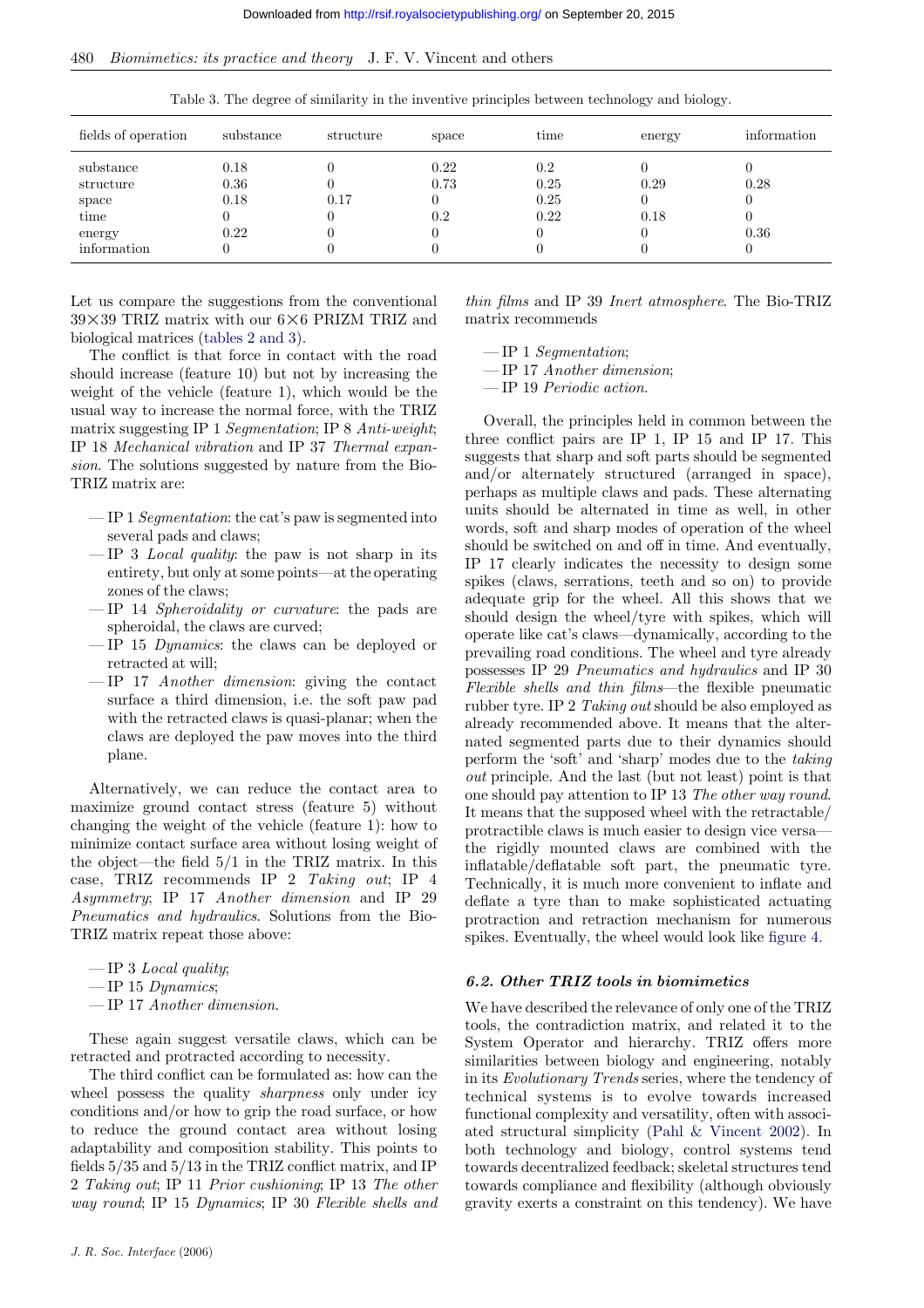Table 3. The degree of similarity in the inventive principles between technology and biology.

| fields of operation | substance | structure | space | time | energy | information |
|---|---|---|---|---|---|---|
| substance | 0.18 | 0 | 0.22 | 0.2 | 0 | 0 |
| structure | 0.36 | 0 | 0.73 | 0.25 | 0.29 | 0.28 |
| space | 0.18 | 0.17 | 0 | 0.25 | 0 | 0 |
| time | 0 | 0 | 0.2 | 0.22 | 0.18 | 0 |
| energy | 0.22 | 0 | 0 | 0 | 0 | 0.36 |
| information | 0 | 0 | 0 | 0 | 0 | 0 |

Let us compare the suggestions from the conventional 39×39 TRIZ matrix with our 6×6 PRIZM TRIZ and biological matrices (tables 2 and 3).

The conflict is that force in contact with the road should increase (feature 10) but not by increasing the weight of the vehicle (feature 1), which would be the usual way to increase the normal force, with the TRIZ matrix suggesting IP 1 *Segmentation*; IP 8 *Anti-weight*; IP 18 *Mechanical vibration* and IP 37 *Thermal expansion*. The solutions suggested by nature from the Bio-TRIZ matrix are:

- IP 1 *Segmentation*: the cat's paw is segmented into several pads and claws;
- IP 3 *Local quality*: the paw is not sharp in its entirety, but only at some points—at the operating zones of the claws;
- IP 14 *Spheroidality or curvature*: the pads are spheroidal, the claws are curved;
- IP 15 *Dynamics*: the claws can be deployed or retracted at will;
- IP 17 *Another dimension*: giving the contact surface a third dimension, i.e. the soft paw pad with the retracted claws is quasi-planar; when the claws are deployed the paw moves into the third plane.

Alternatively, we can reduce the contact area to maximize ground contact stress (feature 5) without changing the weight of the vehicle (feature 1): how to minimize contact surface area without losing weight of the object—the field 5/1 in the TRIZ matrix. In this case, TRIZ recommends IP 2 *Taking out*; IP 4 *Asymmetry*; IP 17 *Another dimension* and IP 29 *Pneumatics and hydraulics*. Solutions from the Bio-TRIZ matrix repeat those above:

- IP 3 *Local quality*;
- IP 15 *Dynamics*;
- IP 17 *Another dimension*.

These again suggest versatile claws, which can be retracted and protracted according to necessity.

The third conflict can be formulated as: how can the wheel possess the quality *sharpness* only under icy conditions and/or how to grip the road surface, or how to reduce the ground contact area without losing adaptability and composition stability. This points to fields 5/35 and 5/13 in the TRIZ conflict matrix, and IP 2 *Taking out*; IP 11 *Prior cushioning*; IP 13 *The other way round*; IP 15 *Dynamics*; IP 30 *Flexible shells and thin films* and IP 39 *Inert atmosphere*. The Bio-TRIZ matrix recommends

- IP 1 *Segmentation*;
- IP 17 *Another dimension*;
- IP 19 *Periodic action*.

Overall, the principles held in common between the three conflict pairs are IP 1, IP 15 and IP 17. This suggests that sharp and soft parts should be segmented and/or alternately structured (arranged in space), perhaps as multiple claws and pads. These alternating units should be alternated in time as well, in other words, soft and sharp modes of operation of the wheel should be switched on and off in time. And eventually, IP 17 clearly indicates the necessity to design some spikes (claws, serrations, teeth and so on) to provide adequate grip for the wheel. All this shows that we should design the wheel/tyre with spikes, which will operate like cat's claws—dynamically, according to the prevailing road conditions. The wheel and tyre already possesses IP 29 *Pneumatics and hydraulics* and IP 30 *Flexible shells and thin films*—the flexible pneumatic rubber tyre. IP 2 *Taking out* should be also employed as already recommended above. It means that the alternated segmented parts due to their dynamics should perform the 'soft' and 'sharp' modes due to the *taking out* principle. And the last (but not least) point is that one should pay attention to IP 13 *The other way round*. It means that the supposed wheel with the retractable/protractible claws is much easier to design vice versa—the rigidly mounted claws are combined with the inflatable/deflatable soft part, the pneumatic tyre. Technically, it is much more convenient to inflate and deflate a tyre than to make sophisticated actuating protraction and retraction mechanism for numerous spikes. Eventually, the wheel would look like figure 4.

### *6.2. Other TRIZ tools in biomimetics*

We have described the relevance of only one of the TRIZ tools, the contradiction matrix, and related it to the System Operator and hierarchy. TRIZ offers more similarities between biology and engineering, notably in its *Evolutionary Trends* series, where the tendency of technical systems is to evolve towards increased functional complexity and versatility, often with associated structural simplicity (Pahl & Vincent 2002). In both technology and biology, control systems tend towards decentralized feedback; skeletal structures tend towards compliance and flexibility (although obviously gravity exerts a constraint on this tendency). We have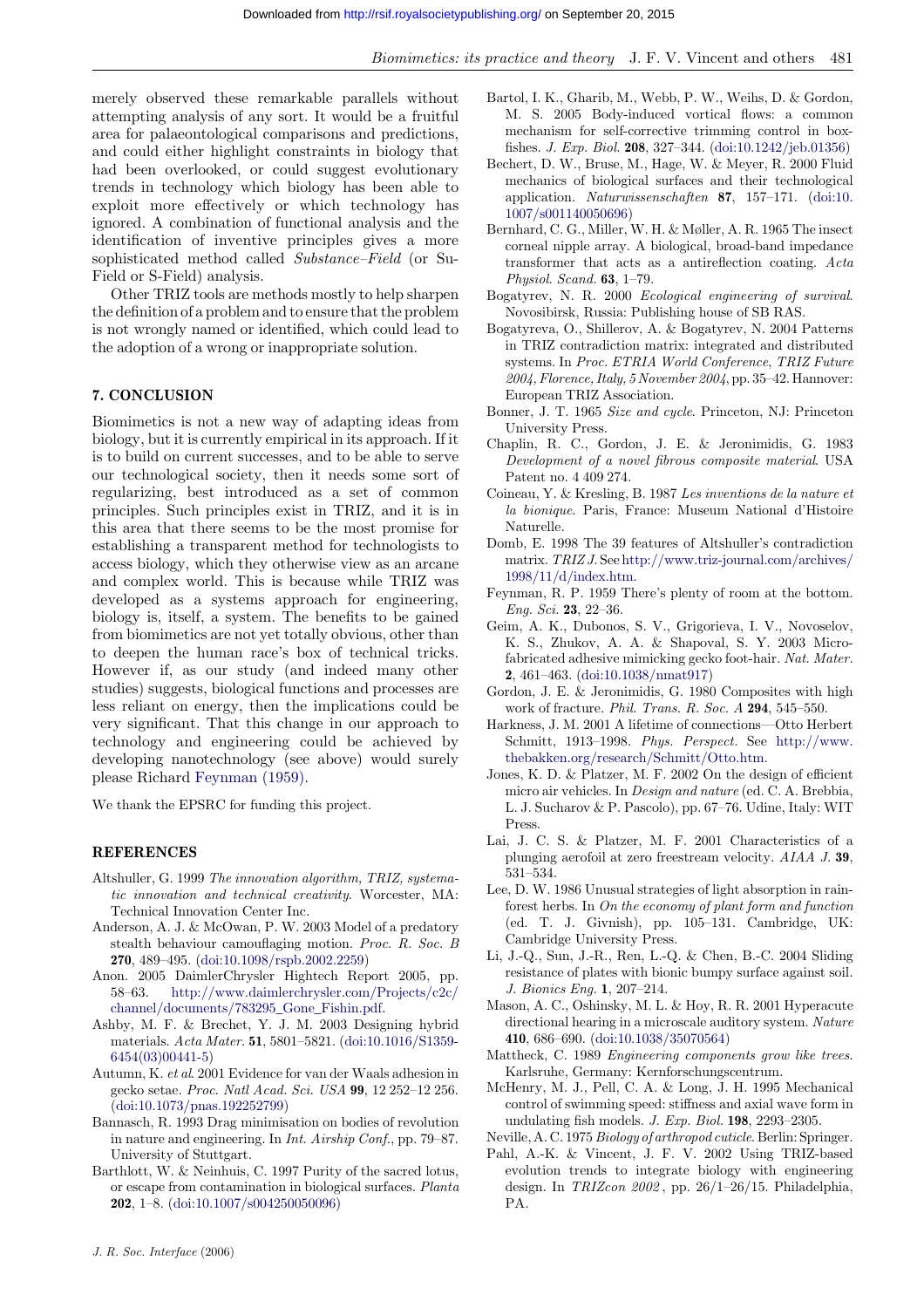merely observed these remarkable parallels without attempting analysis of any sort. It would be a fruitful area for palaeontological comparisons and predictions, and could either highlight constraints in biology that had been overlooked, or could suggest evolutionary trends in technology which biology has been able to exploit more effectively or which technology has ignored. A combination of functional analysis and the identification of inventive principles gives a more sophisticated method called *Substance–Field* (or Su-Field or S-Field) analysis.

Other TRIZ tools are methods mostly to help sharpen the definition of a problem and to ensure that the problem is not wrongly named or identified, which could lead to the adoption of a wrong or inappropriate solution.

## 7. CONCLUSION

Biomimetics is not a new way of adapting ideas from biology, but it is currently empirical in its approach. If it is to build on current successes, and to be able to serve our technological society, then it needs some sort of regularizing, best introduced as a set of common principles. Such principles exist in TRIZ, and it is in this area that there seems to be the most promise for establishing a transparent method for technologists to access biology, which they otherwise view as an arcane and complex world. This is because while TRIZ was developed as a systems approach for engineering, biology is, itself, a system. The benefits to be gained from biomimetics are not yet totally obvious, other than to deepen the human race's box of technical tricks. However if, as our study (and indeed many other studies) suggests, biological functions and processes are less reliant on energy, then the implications could be very significant. That this change in our approach to technology and engineering could be achieved by developing nanotechnology (see above) would surely please Richard Feynman (1959).

We thank the EPSRC for funding this project.

## REFERENCES

Altshuller, G. 1999 *The innovation algorithm, TRIZ, systematic innovation and technical creativity*. Worcester, MA: Technical Innovation Center Inc.

Anderson, A. J. & McOwan, P. W. 2003 Model of a predatory stealth behaviour camouflaging motion. *Proc. R. Soc. B* **270**, 489–495. (doi:10.1098/rspb.2002.2259)

Anon. 2005 DaimlerChrysler Hightech Report 2005, pp. 58–63. http://www.daimlerchrysler.com/Projects/c2c/channel/documents/783295_Gone_Fishin.pdf.

Ashby, M. F. & Brechet, Y. J. M. 2003 Designing hybrid materials. *Acta Mater.* **51**, 5801–5821. (doi:10.1016/S1359-6454(03)00441-5)

Autumn, K. *et al.* 2001 Evidence for van der Waals adhesion in gecko setae. *Proc. Natl Acad. Sci. USA* **99**, 12 252–12 256. (doi:10.1073/pnas.192252799)

Bannasch, R. 1993 Drag minimisation on bodies of revolution in nature and engineering. In *Int. Airship Conf.*, pp. 79–87. University of Stuttgart.

Barthlott, W. & Neinhuis, C. 1997 Purity of the sacred lotus, or escape from contamination in biological surfaces. *Planta* **202**, 1–8. (doi:10.1007/s004250050096)

Bartol, I. K., Gharib, M., Webb, P. W., Weihs, D. & Gordon, M. S. 2005 Body-induced vortical flows: a common mechanism for self-corrective trimming control in boxfishes. *J. Exp. Biol.* **208**, 327–344. (doi:10.1242/jeb.01356)

Bechert, D. W., Bruse, M., Hage, W. & Meyer, R. 2000 Fluid mechanics of biological surfaces and their technological application. *Naturwissenschaften* **87**, 157–171. (doi:10.1007/s001140050696)

Bernhard, C. G., Miller, W. H. & Møller, A. R. 1965 The insect corneal nipple array. A biological, broad-band impedance transformer that acts as a antireflection coating. *Acta Physiol. Scand.* **63**, 1–79.

Bogatyrev, N. R. 2000 *Ecological engineering of survival*. Novosibirsk, Russia: Publishing house of SB RAS.

Bogatyreva, O., Shillerov, A. & Bogatyrev, N. 2004 Patterns in TRIZ contradiction matrix: integrated and distributed systems. In *Proc. ETRIA World Conference, TRIZ Future 2004, Florence, Italy, 5 November 2004*, pp. 35–42. Hannover: European TRIZ Association.

Bonner, J. T. 1965 *Size and cycle*. Princeton, NJ: Princeton University Press.

Chaplin, R. C., Gordon, J. E. & Jeronimidis, G. 1983 *Development of a novel fibrous composite material*. USA Patent no. 4 409 274.

Coineau, Y. & Kresling, B. 1987 *Les inventions de la nature et la bionique*. Paris, France: Museum National d'Histoire Naturelle.

Domb, E. 1998 The 39 features of Altshuller's contradiction matrix. *TRIZ J.* See http://www.triz-journal.com/archives/1998/11/d/index.htm.

Feynman, R. P. 1959 There's plenty of room at the bottom. *Eng. Sci.* **23**, 22–36.

Geim, A. K., Dubonos, S. V., Grigorieva, I. V., Novoselov, K. S., Zhukov, A. A. & Shapoval, S. Y. 2003 Microfabricated adhesive mimicking gecko foot-hair. *Nat. Mater.* **2**, 461–463. (doi:10.1038/nmat917)

Gordon, J. E. & Jeronimidis, G. 1980 Composites with high work of fracture. *Phil. Trans. R. Soc. A* **294**, 545–550.

Harkness, J. M. 2001 A lifetime of connections—Otto Herbert Schmitt, 1913–1998. *Phys. Perspect.* See http://www.thebakken.org/research/Schmitt/Otto.htm.

Jones, K. D. & Platzer, M. F. 2002 On the design of efficient micro air vehicles. In *Design and nature* (ed. C. A. Brebbia, L. J. Sucharov & P. Pascolo), pp. 67–76. Udine, Italy: WIT Press.

Lai, J. C. S. & Platzer, M. F. 2001 Characteristics of a plunging aerofoil at zero freestream velocity. *AIAA J.* **39**, 531–534.

Lee, D. W. 1986 Unusual strategies of light absorption in rainforest herbs. In *On the economy of plant form and function* (ed. T. J. Givnish), pp. 105–131. Cambridge, UK: Cambridge University Press.

Li, J.-Q., Sun, J.-R., Ren, L.-Q. & Chen, B.-C. 2004 Sliding resistance of plates with bionic bumpy surface against soil. *J. Bionics Eng.* **1**, 207–214.

Mason, A. C., Oshinsky, M. L. & Hoy, R. R. 2001 Hyperacute directional hearing in a microscale auditory system. *Nature* **410**, 686–690. (doi:10.1038/35070564)

Mattheck, C. 1989 *Engineering components grow like trees*. Karlsruhe, Germany: Kernforschungscentrum.

McHenry, M. J., Pell, C. A. & Long, J. H. 1995 Mechanical control of swimming speed: stiffness and axial wave form in undulating fish models. *J. Exp. Biol.* **198**, 2293–2305.

Neville, A. C. 1975 *Biology of arthropod cuticle*. Berlin: Springer.

Pahl, A.-K. & Vincent, J. F. V. 2002 Using TRIZ-based evolution trends to integrate biology with engineering design. In *TRIZcon 2002*, pp. 26/1–26/15. Philadelphia, PA.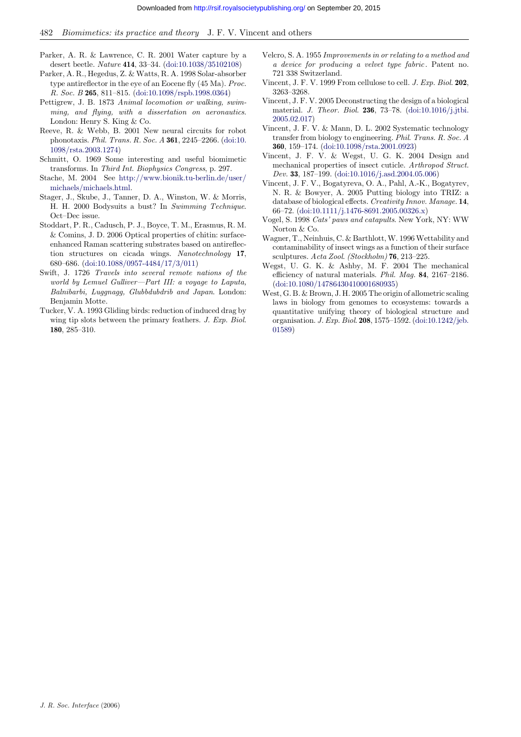Parker, A. R. & Lawrence, C. R. 2001 Water capture by a desert beetle. *Nature* **414**, 33–34. (doi:10.1038/35102108)

Parker, A. R., Hegedus, Z. & Watts, R. A. 1998 Solar-absorber type antireflector in the eye of an Eocene fly (45 Ma). *Proc. R. Soc. B* **265**, 811–815. (doi:10.1098/rspb.1998.0364)

Pettigrew, J. B. 1873 *Animal locomotion or walking, swimming, and flying, with a dissertation on aeronautics*. London: Henry S. King & Co.

Reeve, R. & Webb, B. 2001 New neural circuits for robot phonotaxis. *Phil. Trans. R. Soc. A* **361**, 2245–2266. (doi:10.1098/rsta.2003.1274)

Schmitt, O. 1969 Some interesting and useful biomimetic transforms. In *Third Int. Biophysics Congress*, p. 297.

Stache, M. 2004 See http://www.bionik.tu-berlin.de/user/michaels/michaels.html.

Stager, J., Skube, J., Tanner, D. A., Winston, W. & Morris, H. H. 2000 Bodysuits a bust? In *Swimming Technique*. Oct–Dec issue.

Stoddart, P. R., Cadusch, P. J., Boyce, T. M., Erasmus, R. M. & Comins, J. D. 2006 Optical properties of chitin: surface-enhanced Raman scattering substrates based on antireflection structures on cicada wings. *Nanotechnology* **17**, 680–686. (doi:10.1088/0957-4484/17/3/011)

Swift, J. 1726 *Travels into several remote nations of the world by Lemuel Gulliver—Part III: a voyage to Laputa, Balnibarbi, Luggnagg, Glubbdubdrib and Japan*. London: Benjamin Motte.

Tucker, V. A. 1993 Gliding birds: reduction of induced drag by wing tip slots between the primary feathers. *J. Exp. Biol.* **180**, 285–310.

Velcro, S. A. 1955 *Improvements in or relating to a method and a device for producing a velvet type fabric*. Patent no. 721 338 Switzerland.

Vincent, J. F. V. 1999 From cellulose to cell. *J. Exp. Biol.* **202**, 3263–3268.

Vincent, J. F. V. 2005 Deconstructing the design of a biological material. *J. Theor. Biol.* **236**, 73–78. (doi:10.1016/j.jtbi.2005.02.017)

Vincent, J. F. V. & Mann, D. L. 2002 Systematic technology transfer from biology to engineering. *Phil. Trans. R. Soc. A* **360**, 159–174. (doi:10.1098/rsta.2001.0923)

Vincent, J. F. V. & Wegst, U. G. K. 2004 Design and mechanical properties of insect cuticle. *Arthropod Struct. Dev.* **33**, 187–199. (doi:10.1016/j.asd.2004.05.006)

Vincent, J. F. V., Bogatyreva, O. A., Pahl, A.-K., Bogatyrev, N. R. & Bowyer, A. 2005 Putting biology into TRIZ: a database of biological effects. *Creativity Innov. Manage.* **14**, 66–72. (doi:10.1111/j.1476-8691.2005.00326.x)

Vogel, S. 1998 *Cats' paws and catapults*. New York, NY: WW Norton & Co.

Wagner, T., Neinhuis, C. & Barthlott, W. 1996 Wettability and contaminability of insect wings as a function of their surface sculptures. *Acta Zool. (Stockholm)* **76**, 213–225.

Wegst, U. G. K. & Ashby, M. F. 2004 The mechanical efficiency of natural materials. *Phil. Mag.* **84**, 2167–2186. (doi:10.1080/14786430410001680935)

West, G. B. & Brown, J. H. 2005 The origin of allometric scaling laws in biology from genomes to ecosystems: towards a quantitative unifying theory of biological structure and organisation. *J. Exp. Biol.* **208**, 1575–1592. (doi:10.1242/jeb.01589)